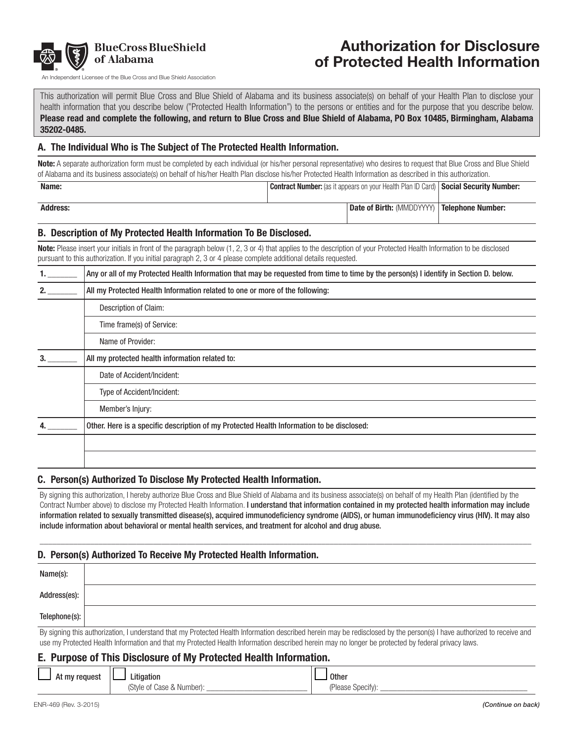BlueCross BlueShield of Alabama

An Independent Licensee of the Blue Cross and Blue Shield Association

# Authorization for Disclosure of Protected Health Information

This authorization will permit Blue Cross and Blue Shield of Alabama and its business associate(s) on behalf of your Health Plan to disclose your health information that you describe below ("Protected Health Information") to the persons or entities and for the purpose that you describe below. **Please read and complete the following, and return to Blue Cross and Blue Shield of Alabama, PO Box 10485, Birmingham, Alabama 35202-0485.**

## A. The Individual Who is The Subject of The Protected Health Information.

**Note:** A separate authorization form must be completed by each individual (or his/her personal representative) who desires to request that Blue Cross and Blue Shield of Alabama and its business associate(s) on behalf of his/her Health Plan disclose his/her Protected Health Information as described in this authorization.

| **Name:** | **Contract Number:** (as it appears on your Health Plan ID Card) | **Social Security Number:** |
|---|---|---|
| **Address:** | **Date of Birth:** (MMDDYYYY) | **Telephone Number:** |

## B. Description of My Protected Health Information To Be Disclosed.

**Note:** Please insert your initials in front of the paragraph below (1, 2, 3 or 4) that applies to the description of your Protected Health Information to be disclosed pursuant to this authorization. If you initial paragraph 2, 3 or 4 please complete additional details requested.

| | |
|---|---|
| **1.** _______ | Any or all of my Protected Health Information that may be requested from time to time by the person(s) I identify in Section D. below. |
| **2.** _______ | All my Protected Health Information related to one or more of the following: |
| | Description of Claim: |
| | Time frame(s) of Service: |
| | Name of Provider: |
| **3.** _______ | All my protected health information related to: |
| | Date of Accident/Incident: |
| | Type of Accident/Incident: |
| | Member's Injury: |
| **4.** _______ | Other. Here is a specific description of my Protected Health Information to be disclosed: |
| | |
| | |

## C. Person(s) Authorized To Disclose My Protected Health Information.

By signing this authorization, I hereby authorize Blue Cross and Blue Shield of Alabama and its business associate(s) on behalf of my Health Plan (identified by the Contract Number above) to disclose my Protected Health Information. **I understand that information contained in my protected health information may include information related to sexually transmitted disease(s), acquired immunodeficiency syndrome (AIDS), or human immunodeficiency virus (HIV). It may also include information about behavioral or mental health services, and treatment for alcohol and drug abuse.**

## D. Person(s) Authorized To Receive My Protected Health Information.

| | |
|---|---|
| Name(s): | |
| Address(es): | |
| Telephone(s): | |

By signing this authorization, I understand that my Protected Health Information described herein may be redisclosed by the person(s) I have authorized to receive and use my Protected Health Information and that my Protected Health Information described herein may no longer be protected by federal privacy laws.

## E. Purpose of This Disclosure of My Protected Health Information.

| | | |
|---|---|---|
| ☐ At my request | ☐ Litigation (Style of Case & Number): ______________________ | ☐ Other (Please Specify): ______________________ |

ENR-469 (Rev. 3-2015)

*(Continue on back)*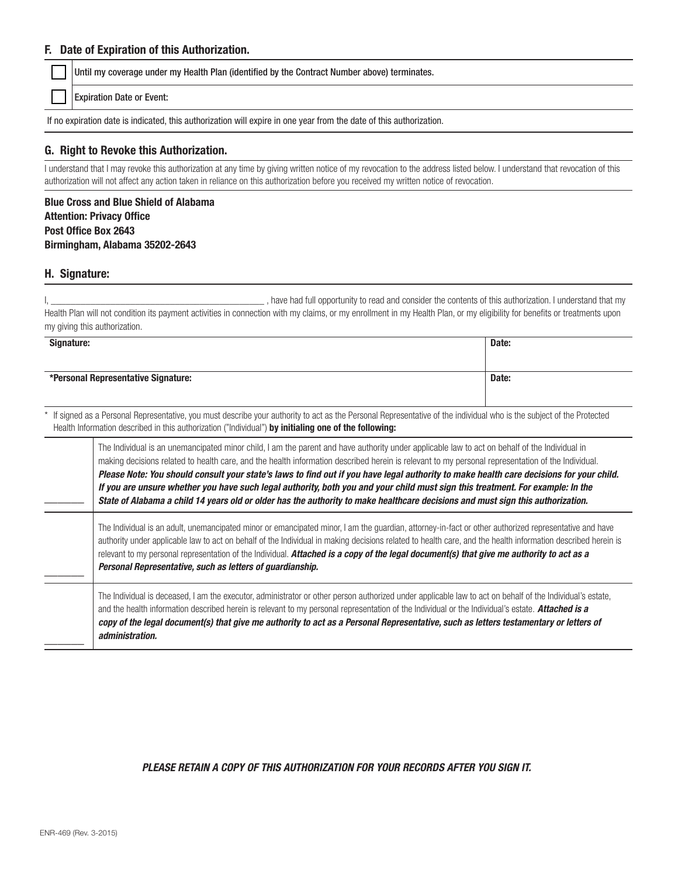## F. Date of Expiration of this Authorization.

| | |
|---|---|
| ☐ | Until my coverage under my Health Plan (identified by the Contract Number above) terminates. |
| ☐ | Expiration Date or Event: |

If no expiration date is indicated, this authorization will expire in one year from the date of this authorization.

## G. Right to Revoke this Authorization.

I understand that I may revoke this authorization at any time by giving written notice of my revocation to the address listed below. I understand that revocation of this authorization will not affect any action taken in reliance on this authorization before you received my written notice of revocation.

**Blue Cross and Blue Shield of Alabama**
**Attention: Privacy Office**
**Post Office Box 2643**
**Birmingham, Alabama 35202-2643**

## H. Signature:

I, _______________________________________________ , have had full opportunity to read and consider the contents of this authorization. I understand that my Health Plan will not condition its payment activities in connection with my claims, or my enrollment in my Health Plan, or my eligibility for benefits or treatments upon my giving this authorization.

| | |
|---|---|
| **Signature:** | **Date:** |
| **\*Personal Representative Signature:** | **Date:** |

\* If signed as a Personal Representative, you must describe your authority to act as the Personal Representative of the individual who is the subject of the Protected Health Information described in this authorization ("Individual") **by initialing one of the following:**

| | |
|---|---|
| ________ | The Individual is an unemancipated minor child, I am the parent and have authority under applicable law to act on behalf of the Individual in making decisions related to health care, and the health information described herein is relevant to my personal representation of the Individual. ***Please Note: You should consult your state's laws to find out if you have legal authority to make health care decisions for your child. If you are unsure whether you have such legal authority, both you and your child must sign this treatment. For example: In the State of Alabama a child 14 years old or older has the authority to make healthcare decisions and must sign this authorization.*** |
| ________ | The Individual is an adult, unemancipated minor or emancipated minor, I am the guardian, attorney-in-fact or other authorized representative and have authority under applicable law to act on behalf of the Individual in making decisions related to health care, and the health information described herein is relevant to my personal representation of the Individual. ***Attached is a copy of the legal document(s) that give me authority to act as a Personal Representative, such as letters of guardianship.*** |
| ________ | The Individual is deceased, I am the executor, administrator or other person authorized under applicable law to act on behalf of the Individual's estate, and the health information described herein is relevant to my personal representation of the Individual or the Individual's estate. ***Attached is a copy of the legal document(s) that give me authority to act as a Personal Representative, such as letters testamentary or letters of administration.*** |

***PLEASE RETAIN A COPY OF THIS AUTHORIZATION FOR YOUR RECORDS AFTER YOU SIGN IT.***

ENR-469 (Rev. 3-2015)